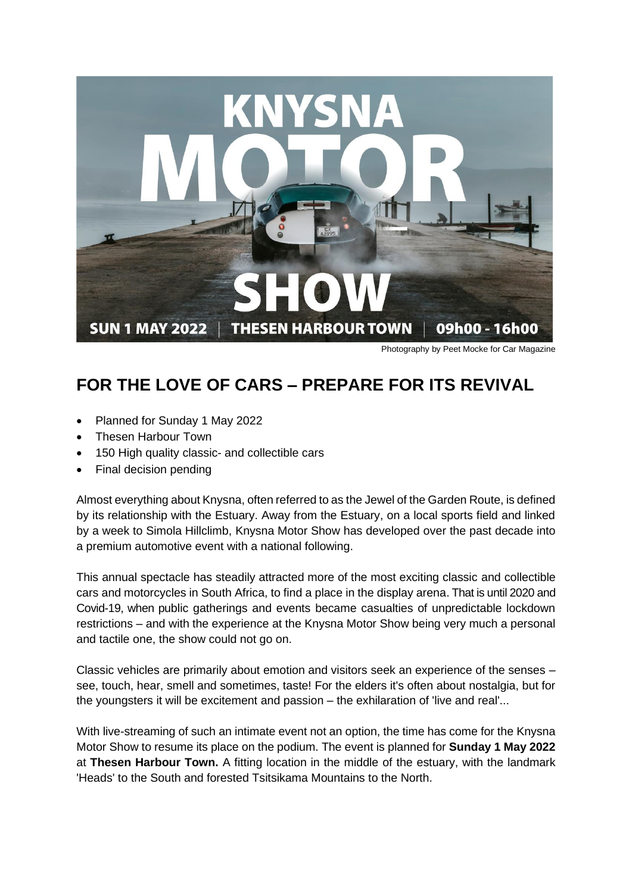KNYSNA MOTOR SHOW

SUN 1 MAY 2022 | THESEN HARBOUR TOWN | 09h00 - 16h00

Photography by Peet Mocke for Car Magazine

## FOR THE LOVE OF CARS – PREPARE FOR ITS REVIVAL

- Planned for Sunday 1 May 2022
- Thesen Harbour Town
- 150 High quality classic- and collectible cars
- Final decision pending

Almost everything about Knysna, often referred to as the Jewel of the Garden Route, is defined by its relationship with the Estuary. Away from the Estuary, on a local sports field and linked by a week to Simola Hillclimb, Knysna Motor Show has developed over the past decade into a premium automotive event with a national following.

This annual spectacle has steadily attracted more of the most exciting classic and collectible cars and motorcycles in South Africa, to find a place in the display arena. That is until 2020 and Covid-19, when public gatherings and events became casualties of unpredictable lockdown restrictions – and with the experience at the Knysna Motor Show being very much a personal and tactile one, the show could not go on.

Classic vehicles are primarily about emotion and visitors seek an experience of the senses – see, touch, hear, smell and sometimes, taste! For the elders it's often about nostalgia, but for the youngsters it will be excitement and passion – the exhilaration of 'live and real'...

With live-streaming of such an intimate event not an option, the time has come for the Knysna Motor Show to resume its place on the podium. The event is planned for **Sunday 1 May 2022** at **Thesen Harbour Town.** A fitting location in the middle of the estuary, with the landmark 'Heads' to the South and forested Tsitsikama Mountains to the North.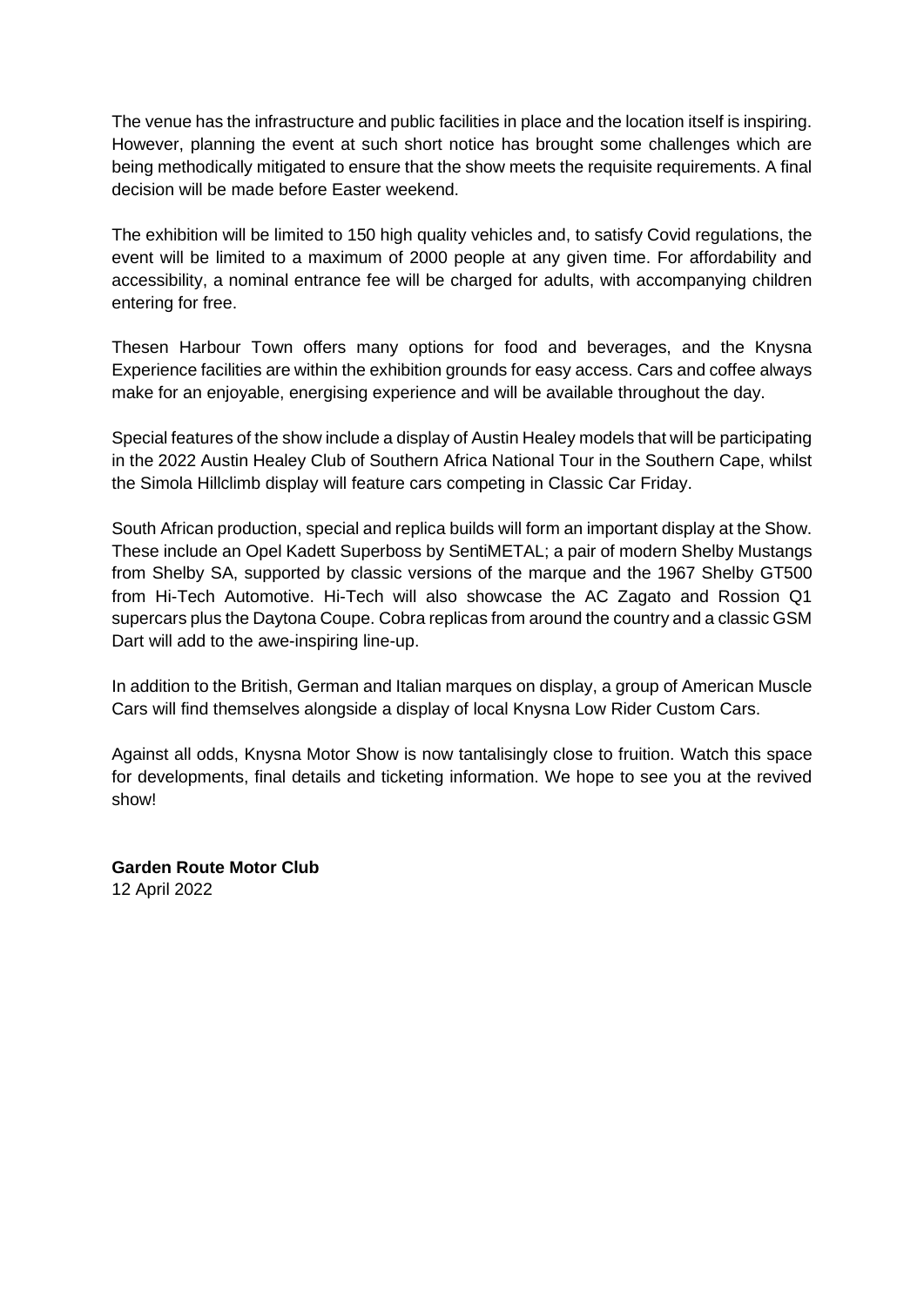The venue has the infrastructure and public facilities in place and the location itself is inspiring. However, planning the event at such short notice has brought some challenges which are being methodically mitigated to ensure that the show meets the requisite requirements. A final decision will be made before Easter weekend.

The exhibition will be limited to 150 high quality vehicles and, to satisfy Covid regulations, the event will be limited to a maximum of 2000 people at any given time. For affordability and accessibility, a nominal entrance fee will be charged for adults, with accompanying children entering for free.

Thesen Harbour Town offers many options for food and beverages, and the Knysna Experience facilities are within the exhibition grounds for easy access. Cars and coffee always make for an enjoyable, energising experience and will be available throughout the day.

Special features of the show include a display of Austin Healey models that will be participating in the 2022 Austin Healey Club of Southern Africa National Tour in the Southern Cape, whilst the Simola Hillclimb display will feature cars competing in Classic Car Friday.

South African production, special and replica builds will form an important display at the Show. These include an Opel Kadett Superboss by SentiMETAL; a pair of modern Shelby Mustangs from Shelby SA, supported by classic versions of the marque and the 1967 Shelby GT500 from Hi-Tech Automotive. Hi-Tech will also showcase the AC Zagato and Rossion Q1 supercars plus the Daytona Coupe. Cobra replicas from around the country and a classic GSM Dart will add to the awe-inspiring line-up.

In addition to the British, German and Italian marques on display, a group of American Muscle Cars will find themselves alongside a display of local Knysna Low Rider Custom Cars.

Against all odds, Knysna Motor Show is now tantalisingly close to fruition. Watch this space for developments, final details and ticketing information. We hope to see you at the revived show!

**Garden Route Motor Club**
12 April 2022